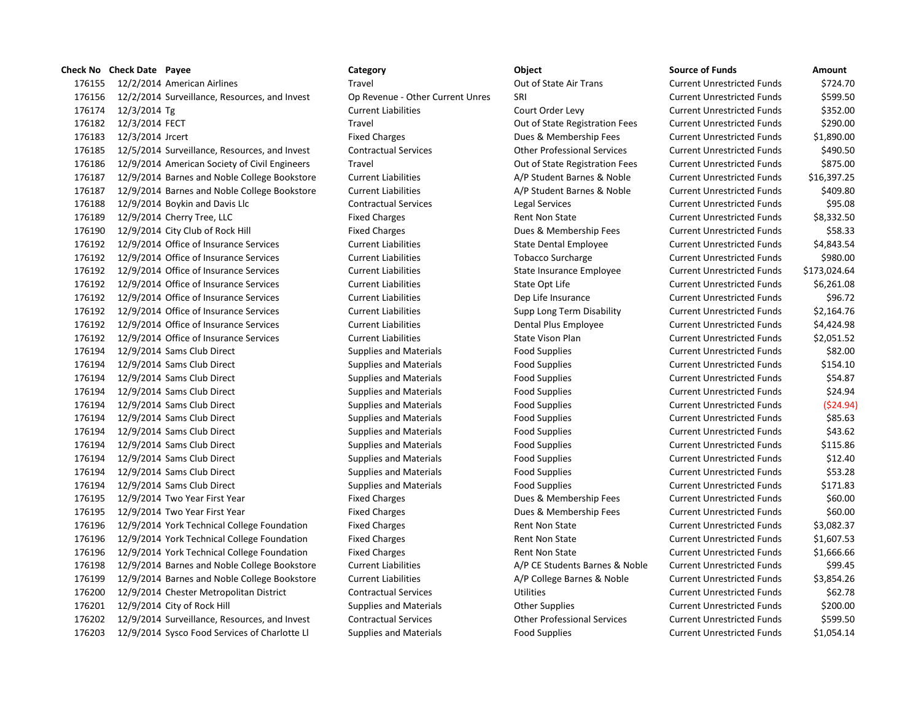| Check No | Check Date | Payee | Category | Object | Source of Funds | Amount |
|---|---|---|---|---|---|---|
| 176155 | 12/2/2014 | American Airlines | Travel | Out of State Air Trans | Current Unrestricted Funds | $724.70 |
| 176156 | 12/2/2014 | Surveillance, Resources, and Invest | Op Revenue - Other Current Unres | SRI | Current Unrestricted Funds | $599.50 |
| 176174 | 12/3/2014 | Tg | Current Liabilities | Court Order Levy | Current Unrestricted Funds | $352.00 |
| 176182 | 12/3/2014 | FECT | Travel | Out of State Registration Fees | Current Unrestricted Funds | $290.00 |
| 176183 | 12/3/2014 | Jrcert | Fixed Charges | Dues & Membership Fees | Current Unrestricted Funds | $1,890.00 |
| 176185 | 12/5/2014 | Surveillance, Resources, and Invest | Contractual Services | Other Professional Services | Current Unrestricted Funds | $490.50 |
| 176186 | 12/9/2014 | American Society of Civil Engineers | Travel | Out of State Registration Fees | Current Unrestricted Funds | $875.00 |
| 176187 | 12/9/2014 | Barnes and Noble College Bookstore | Current Liabilities | A/P Student Barnes & Noble | Current Unrestricted Funds | $16,397.25 |
| 176187 | 12/9/2014 | Barnes and Noble College Bookstore | Current Liabilities | A/P Student Barnes & Noble | Current Unrestricted Funds | $409.80 |
| 176188 | 12/9/2014 | Boykin and Davis Llc | Contractual Services | Legal Services | Current Unrestricted Funds | $95.08 |
| 176189 | 12/9/2014 | Cherry Tree, LLC | Fixed Charges | Rent Non State | Current Unrestricted Funds | $8,332.50 |
| 176190 | 12/9/2014 | City Club of Rock Hill | Fixed Charges | Dues & Membership Fees | Current Unrestricted Funds | $58.33 |
| 176192 | 12/9/2014 | Office of Insurance Services | Current Liabilities | State Dental Employee | Current Unrestricted Funds | $4,843.54 |
| 176192 | 12/9/2014 | Office of Insurance Services | Current Liabilities | Tobacco Surcharge | Current Unrestricted Funds | $980.00 |
| 176192 | 12/9/2014 | Office of Insurance Services | Current Liabilities | State Insurance Employee | Current Unrestricted Funds | $173,024.64 |
| 176192 | 12/9/2014 | Office of Insurance Services | Current Liabilities | State Opt Life | Current Unrestricted Funds | $6,261.08 |
| 176192 | 12/9/2014 | Office of Insurance Services | Current Liabilities | Dep Life Insurance | Current Unrestricted Funds | $96.72 |
| 176192 | 12/9/2014 | Office of Insurance Services | Current Liabilities | Supp Long Term Disability | Current Unrestricted Funds | $2,164.76 |
| 176192 | 12/9/2014 | Office of Insurance Services | Current Liabilities | Dental Plus Employee | Current Unrestricted Funds | $4,424.98 |
| 176192 | 12/9/2014 | Office of Insurance Services | Current Liabilities | State Vison Plan | Current Unrestricted Funds | $2,051.52 |
| 176194 | 12/9/2014 | Sams Club Direct | Supplies and Materials | Food Supplies | Current Unrestricted Funds | $82.00 |
| 176194 | 12/9/2014 | Sams Club Direct | Supplies and Materials | Food Supplies | Current Unrestricted Funds | $154.10 |
| 176194 | 12/9/2014 | Sams Club Direct | Supplies and Materials | Food Supplies | Current Unrestricted Funds | $54.87 |
| 176194 | 12/9/2014 | Sams Club Direct | Supplies and Materials | Food Supplies | Current Unrestricted Funds | $24.94 |
| 176194 | 12/9/2014 | Sams Club Direct | Supplies and Materials | Food Supplies | Current Unrestricted Funds | ($24.94) |
| 176194 | 12/9/2014 | Sams Club Direct | Supplies and Materials | Food Supplies | Current Unrestricted Funds | $85.63 |
| 176194 | 12/9/2014 | Sams Club Direct | Supplies and Materials | Food Supplies | Current Unrestricted Funds | $43.62 |
| 176194 | 12/9/2014 | Sams Club Direct | Supplies and Materials | Food Supplies | Current Unrestricted Funds | $115.86 |
| 176194 | 12/9/2014 | Sams Club Direct | Supplies and Materials | Food Supplies | Current Unrestricted Funds | $12.40 |
| 176194 | 12/9/2014 | Sams Club Direct | Supplies and Materials | Food Supplies | Current Unrestricted Funds | $53.28 |
| 176194 | 12/9/2014 | Sams Club Direct | Supplies and Materials | Food Supplies | Current Unrestricted Funds | $171.83 |
| 176195 | 12/9/2014 | Two Year First Year | Fixed Charges | Dues & Membership Fees | Current Unrestricted Funds | $60.00 |
| 176195 | 12/9/2014 | Two Year First Year | Fixed Charges | Dues & Membership Fees | Current Unrestricted Funds | $60.00 |
| 176196 | 12/9/2014 | York Technical College Foundation | Fixed Charges | Rent Non State | Current Unrestricted Funds | $3,082.37 |
| 176196 | 12/9/2014 | York Technical College Foundation | Fixed Charges | Rent Non State | Current Unrestricted Funds | $1,607.53 |
| 176196 | 12/9/2014 | York Technical College Foundation | Fixed Charges | Rent Non State | Current Unrestricted Funds | $1,666.66 |
| 176198 | 12/9/2014 | Barnes and Noble College Bookstore | Current Liabilities | A/P CE Students Barnes & Noble | Current Unrestricted Funds | $99.45 |
| 176199 | 12/9/2014 | Barnes and Noble College Bookstore | Current Liabilities | A/P College Barnes & Noble | Current Unrestricted Funds | $3,854.26 |
| 176200 | 12/9/2014 | Chester Metropolitan District | Contractual Services | Utilities | Current Unrestricted Funds | $62.78 |
| 176201 | 12/9/2014 | City of Rock Hill | Supplies and Materials | Other Supplies | Current Unrestricted Funds | $200.00 |
| 176202 | 12/9/2014 | Surveillance, Resources, and Invest | Contractual Services | Other Professional Services | Current Unrestricted Funds | $599.50 |
| 176203 | 12/9/2014 | Sysco Food Services of Charlotte Ll | Supplies and Materials | Food Supplies | Current Unrestricted Funds | $1,054.14 |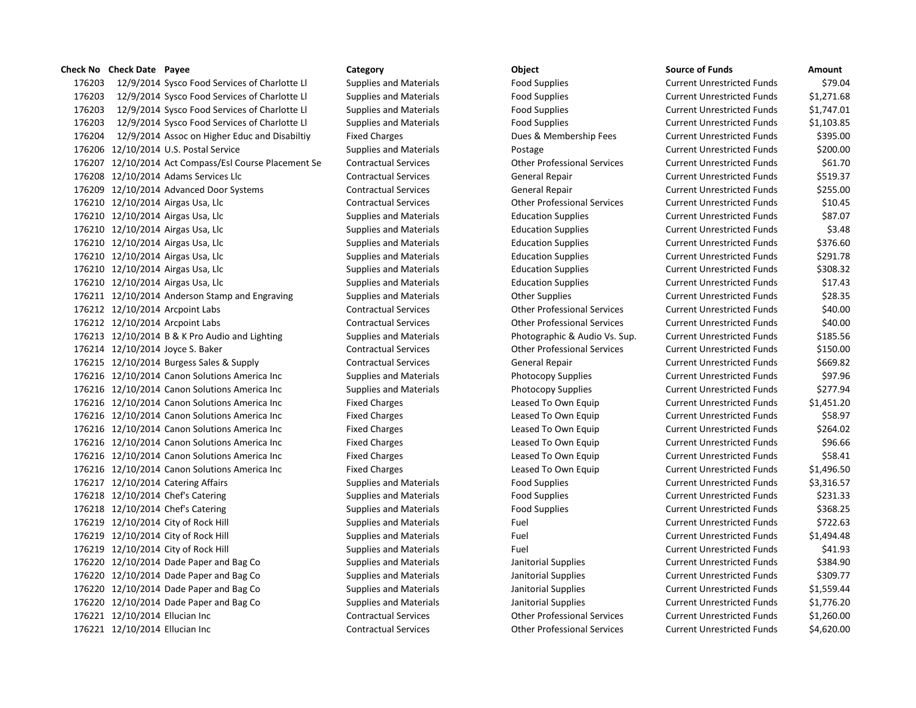| Check No | Check Date | Payee | Category | Object | Source of Funds | Amount |
|---|---|---|---|---|---|---|
| 176203 | 12/9/2014 | Sysco Food Services of Charlotte Ll | Supplies and Materials | Food Supplies | Current Unrestricted Funds | $79.04 |
| 176203 | 12/9/2014 | Sysco Food Services of Charlotte Ll | Supplies and Materials | Food Supplies | Current Unrestricted Funds | $1,271.68 |
| 176203 | 12/9/2014 | Sysco Food Services of Charlotte Ll | Supplies and Materials | Food Supplies | Current Unrestricted Funds | $1,747.01 |
| 176203 | 12/9/2014 | Sysco Food Services of Charlotte Ll | Supplies and Materials | Food Supplies | Current Unrestricted Funds | $1,103.85 |
| 176204 | 12/9/2014 | Assoc on Higher Educ and Disabiltiy | Fixed Charges | Dues & Membership Fees | Current Unrestricted Funds | $395.00 |
| 176206 | 12/10/2014 | U.S. Postal Service | Supplies and Materials | Postage | Current Unrestricted Funds | $200.00 |
| 176207 | 12/10/2014 | Act Compass/Esl Course Placement Se | Contractual Services | Other Professional Services | Current Unrestricted Funds | $61.70 |
| 176208 | 12/10/2014 | Adams Services Llc | Contractual Services | General Repair | Current Unrestricted Funds | $519.37 |
| 176209 | 12/10/2014 | Advanced Door Systems | Contractual Services | General Repair | Current Unrestricted Funds | $255.00 |
| 176210 | 12/10/2014 | Airgas Usa, Llc | Contractual Services | Other Professional Services | Current Unrestricted Funds | $10.45 |
| 176210 | 12/10/2014 | Airgas Usa, Llc | Supplies and Materials | Education Supplies | Current Unrestricted Funds | $87.07 |
| 176210 | 12/10/2014 | Airgas Usa, Llc | Supplies and Materials | Education Supplies | Current Unrestricted Funds | $3.48 |
| 176210 | 12/10/2014 | Airgas Usa, Llc | Supplies and Materials | Education Supplies | Current Unrestricted Funds | $376.60 |
| 176210 | 12/10/2014 | Airgas Usa, Llc | Supplies and Materials | Education Supplies | Current Unrestricted Funds | $291.78 |
| 176210 | 12/10/2014 | Airgas Usa, Llc | Supplies and Materials | Education Supplies | Current Unrestricted Funds | $308.32 |
| 176210 | 12/10/2014 | Airgas Usa, Llc | Supplies and Materials | Education Supplies | Current Unrestricted Funds | $17.43 |
| 176211 | 12/10/2014 | Anderson Stamp and Engraving | Supplies and Materials | Other Supplies | Current Unrestricted Funds | $28.35 |
| 176212 | 12/10/2014 | Arcpoint Labs | Contractual Services | Other Professional Services | Current Unrestricted Funds | $40.00 |
| 176212 | 12/10/2014 | Arcpoint Labs | Contractual Services | Other Professional Services | Current Unrestricted Funds | $40.00 |
| 176213 | 12/10/2014 | B & K Pro Audio and Lighting | Supplies and Materials | Photographic & Audio Vs. Sup. | Current Unrestricted Funds | $185.56 |
| 176214 | 12/10/2014 | Joyce S. Baker | Contractual Services | Other Professional Services | Current Unrestricted Funds | $150.00 |
| 176215 | 12/10/2014 | Burgess Sales & Supply | Contractual Services | General Repair | Current Unrestricted Funds | $669.82 |
| 176216 | 12/10/2014 | Canon Solutions America Inc | Supplies and Materials | Photocopy Supplies | Current Unrestricted Funds | $97.96 |
| 176216 | 12/10/2014 | Canon Solutions America Inc | Supplies and Materials | Photocopy Supplies | Current Unrestricted Funds | $277.94 |
| 176216 | 12/10/2014 | Canon Solutions America Inc | Fixed Charges | Leased To Own Equip | Current Unrestricted Funds | $1,451.20 |
| 176216 | 12/10/2014 | Canon Solutions America Inc | Fixed Charges | Leased To Own Equip | Current Unrestricted Funds | $58.97 |
| 176216 | 12/10/2014 | Canon Solutions America Inc | Fixed Charges | Leased To Own Equip | Current Unrestricted Funds | $264.02 |
| 176216 | 12/10/2014 | Canon Solutions America Inc | Fixed Charges | Leased To Own Equip | Current Unrestricted Funds | $96.66 |
| 176216 | 12/10/2014 | Canon Solutions America Inc | Fixed Charges | Leased To Own Equip | Current Unrestricted Funds | $58.41 |
| 176216 | 12/10/2014 | Canon Solutions America Inc | Fixed Charges | Leased To Own Equip | Current Unrestricted Funds | $1,496.50 |
| 176217 | 12/10/2014 | Catering Affairs | Supplies and Materials | Food Supplies | Current Unrestricted Funds | $3,316.57 |
| 176218 | 12/10/2014 | Chef's Catering | Supplies and Materials | Food Supplies | Current Unrestricted Funds | $231.33 |
| 176218 | 12/10/2014 | Chef's Catering | Supplies and Materials | Food Supplies | Current Unrestricted Funds | $368.25 |
| 176219 | 12/10/2014 | City of Rock Hill | Supplies and Materials | Fuel | Current Unrestricted Funds | $722.63 |
| 176219 | 12/10/2014 | City of Rock Hill | Supplies and Materials | Fuel | Current Unrestricted Funds | $1,494.48 |
| 176219 | 12/10/2014 | City of Rock Hill | Supplies and Materials | Fuel | Current Unrestricted Funds | $41.93 |
| 176220 | 12/10/2014 | Dade Paper and Bag Co | Supplies and Materials | Janitorial Supplies | Current Unrestricted Funds | $384.90 |
| 176220 | 12/10/2014 | Dade Paper and Bag Co | Supplies and Materials | Janitorial Supplies | Current Unrestricted Funds | $309.77 |
| 176220 | 12/10/2014 | Dade Paper and Bag Co | Supplies and Materials | Janitorial Supplies | Current Unrestricted Funds | $1,559.44 |
| 176220 | 12/10/2014 | Dade Paper and Bag Co | Supplies and Materials | Janitorial Supplies | Current Unrestricted Funds | $1,776.20 |
| 176221 | 12/10/2014 | Ellucian Inc | Contractual Services | Other Professional Services | Current Unrestricted Funds | $1,260.00 |
| 176221 | 12/10/2014 | Ellucian Inc | Contractual Services | Other Professional Services | Current Unrestricted Funds | $4,620.00 |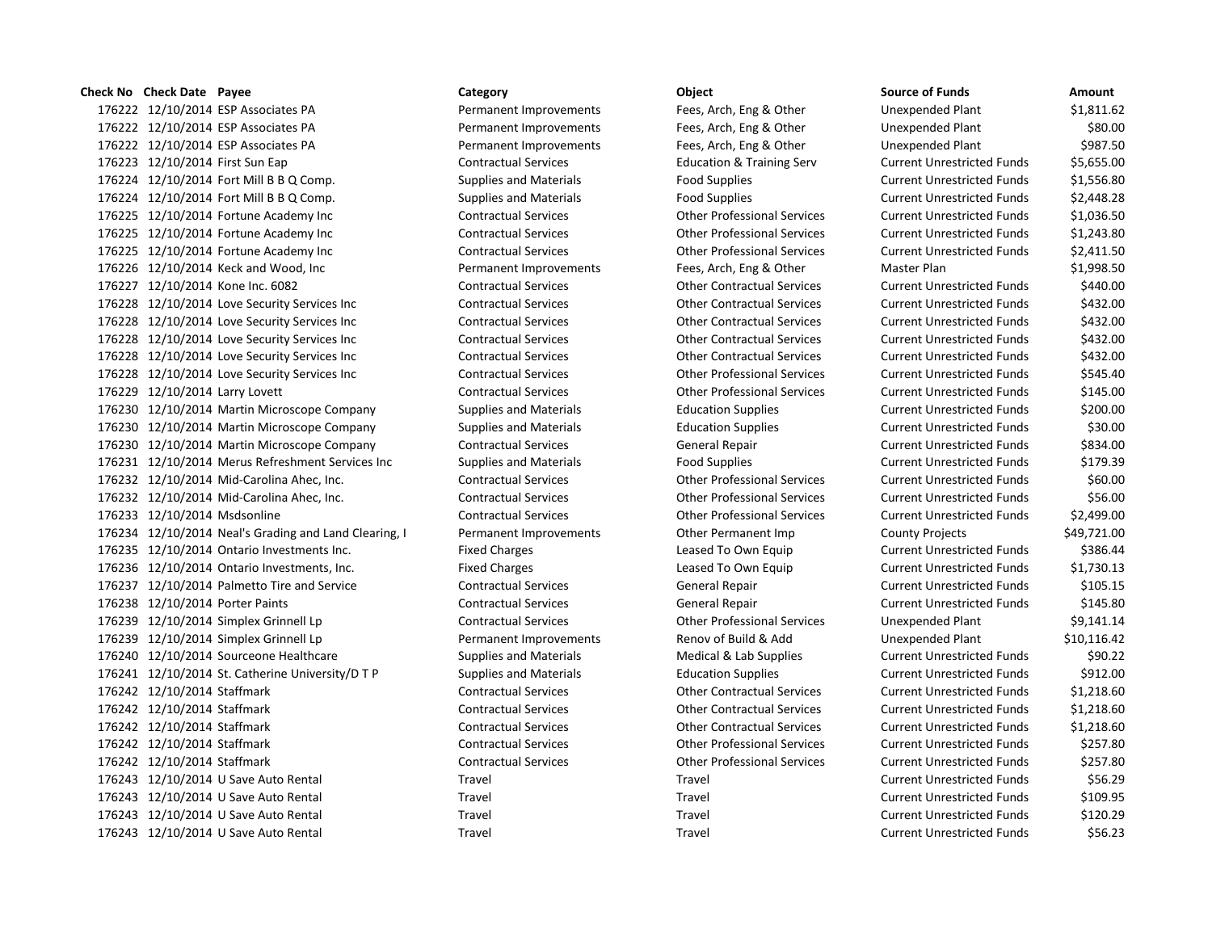| Check No | Check Date | Payee | Category | Object | Source of Funds | Amount |
|---|---|---|---|---|---|---|
| 176222 | 12/10/2014 | ESP Associates PA | Permanent Improvements | Fees, Arch, Eng & Other | Unexpended Plant | $1,811.62 |
| 176222 | 12/10/2014 | ESP Associates PA | Permanent Improvements | Fees, Arch, Eng & Other | Unexpended Plant | $80.00 |
| 176222 | 12/10/2014 | ESP Associates PA | Permanent Improvements | Fees, Arch, Eng & Other | Unexpended Plant | $987.50 |
| 176223 | 12/10/2014 | First Sun Eap | Contractual Services | Education & Training Serv | Current Unrestricted Funds | $5,655.00 |
| 176224 | 12/10/2014 | Fort Mill B B Q Comp. | Supplies and Materials | Food Supplies | Current Unrestricted Funds | $1,556.80 |
| 176224 | 12/10/2014 | Fort Mill B B Q Comp. | Supplies and Materials | Food Supplies | Current Unrestricted Funds | $2,448.28 |
| 176225 | 12/10/2014 | Fortune Academy Inc | Contractual Services | Other Professional Services | Current Unrestricted Funds | $1,036.50 |
| 176225 | 12/10/2014 | Fortune Academy Inc | Contractual Services | Other Professional Services | Current Unrestricted Funds | $1,243.80 |
| 176225 | 12/10/2014 | Fortune Academy Inc | Contractual Services | Other Professional Services | Current Unrestricted Funds | $2,411.50 |
| 176226 | 12/10/2014 | Keck and Wood, Inc | Permanent Improvements | Fees, Arch, Eng & Other | Master Plan | $1,998.50 |
| 176227 | 12/10/2014 | Kone Inc. 6082 | Contractual Services | Other Contractual Services | Current Unrestricted Funds | $440.00 |
| 176228 | 12/10/2014 | Love Security Services Inc | Contractual Services | Other Contractual Services | Current Unrestricted Funds | $432.00 |
| 176228 | 12/10/2014 | Love Security Services Inc | Contractual Services | Other Contractual Services | Current Unrestricted Funds | $432.00 |
| 176228 | 12/10/2014 | Love Security Services Inc | Contractual Services | Other Contractual Services | Current Unrestricted Funds | $432.00 |
| 176228 | 12/10/2014 | Love Security Services Inc | Contractual Services | Other Contractual Services | Current Unrestricted Funds | $432.00 |
| 176228 | 12/10/2014 | Love Security Services Inc | Contractual Services | Other Professional Services | Current Unrestricted Funds | $545.40 |
| 176229 | 12/10/2014 | Larry Lovett | Contractual Services | Other Professional Services | Current Unrestricted Funds | $145.00 |
| 176230 | 12/10/2014 | Martin Microscope Company | Supplies and Materials | Education Supplies | Current Unrestricted Funds | $200.00 |
| 176230 | 12/10/2014 | Martin Microscope Company | Supplies and Materials | Education Supplies | Current Unrestricted Funds | $30.00 |
| 176230 | 12/10/2014 | Martin Microscope Company | Contractual Services | General Repair | Current Unrestricted Funds | $834.00 |
| 176231 | 12/10/2014 | Merus Refreshment Services Inc | Supplies and Materials | Food Supplies | Current Unrestricted Funds | $179.39 |
| 176232 | 12/10/2014 | Mid-Carolina Ahec, Inc. | Contractual Services | Other Professional Services | Current Unrestricted Funds | $60.00 |
| 176232 | 12/10/2014 | Mid-Carolina Ahec, Inc. | Contractual Services | Other Professional Services | Current Unrestricted Funds | $56.00 |
| 176233 | 12/10/2014 | Msdsonline | Contractual Services | Other Professional Services | Current Unrestricted Funds | $2,499.00 |
| 176234 | 12/10/2014 | Neal's Grading and Land Clearing, I | Permanent Improvements | Other Permanent Imp | County Projects | $49,721.00 |
| 176235 | 12/10/2014 | Ontario Investments Inc. | Fixed Charges | Leased To Own Equip | Current Unrestricted Funds | $386.44 |
| 176236 | 12/10/2014 | Ontario Investments, Inc. | Fixed Charges | Leased To Own Equip | Current Unrestricted Funds | $1,730.13 |
| 176237 | 12/10/2014 | Palmetto Tire and Service | Contractual Services | General Repair | Current Unrestricted Funds | $105.15 |
| 176238 | 12/10/2014 | Porter Paints | Contractual Services | General Repair | Current Unrestricted Funds | $145.80 |
| 176239 | 12/10/2014 | Simplex Grinnell Lp | Contractual Services | Other Professional Services | Unexpended Plant | $9,141.14 |
| 176239 | 12/10/2014 | Simplex Grinnell Lp | Permanent Improvements | Renov of Build & Add | Unexpended Plant | $10,116.42 |
| 176240 | 12/10/2014 | Sourceone Healthcare | Supplies and Materials | Medical & Lab Supplies | Current Unrestricted Funds | $90.22 |
| 176241 | 12/10/2014 | St. Catherine University/D T P | Supplies and Materials | Education Supplies | Current Unrestricted Funds | $912.00 |
| 176242 | 12/10/2014 | Staffmark | Contractual Services | Other Contractual Services | Current Unrestricted Funds | $1,218.60 |
| 176242 | 12/10/2014 | Staffmark | Contractual Services | Other Contractual Services | Current Unrestricted Funds | $1,218.60 |
| 176242 | 12/10/2014 | Staffmark | Contractual Services | Other Contractual Services | Current Unrestricted Funds | $1,218.60 |
| 176242 | 12/10/2014 | Staffmark | Contractual Services | Other Professional Services | Current Unrestricted Funds | $257.80 |
| 176242 | 12/10/2014 | Staffmark | Contractual Services | Other Professional Services | Current Unrestricted Funds | $257.80 |
| 176243 | 12/10/2014 | U Save Auto Rental | Travel | Travel | Current Unrestricted Funds | $56.29 |
| 176243 | 12/10/2014 | U Save Auto Rental | Travel | Travel | Current Unrestricted Funds | $109.95 |
| 176243 | 12/10/2014 | U Save Auto Rental | Travel | Travel | Current Unrestricted Funds | $120.29 |
| 176243 | 12/10/2014 | U Save Auto Rental | Travel | Travel | Current Unrestricted Funds | $56.23 |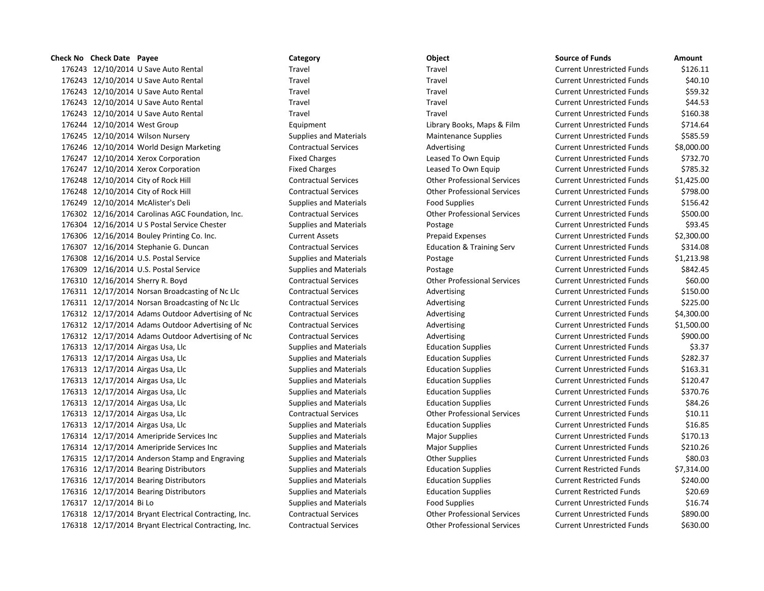| Check No | Check Date | Payee | Category | Object | Source of Funds | Amount |
|---|---|---|---|---|---|---|
| 176243 | 12/10/2014 | U Save Auto Rental | Travel | Travel | Current Unrestricted Funds | $126.11 |
| 176243 | 12/10/2014 | U Save Auto Rental | Travel | Travel | Current Unrestricted Funds | $40.10 |
| 176243 | 12/10/2014 | U Save Auto Rental | Travel | Travel | Current Unrestricted Funds | $59.32 |
| 176243 | 12/10/2014 | U Save Auto Rental | Travel | Travel | Current Unrestricted Funds | $44.53 |
| 176243 | 12/10/2014 | U Save Auto Rental | Travel | Travel | Current Unrestricted Funds | $160.38 |
| 176244 | 12/10/2014 | West Group | Equipment | Library Books, Maps & Film | Current Unrestricted Funds | $714.64 |
| 176245 | 12/10/2014 | Wilson Nursery | Supplies and Materials | Maintenance Supplies | Current Unrestricted Funds | $585.59 |
| 176246 | 12/10/2014 | World Design Marketing | Contractual Services | Advertising | Current Unrestricted Funds | $8,000.00 |
| 176247 | 12/10/2014 | Xerox Corporation | Fixed Charges | Leased To Own Equip | Current Unrestricted Funds | $732.70 |
| 176247 | 12/10/2014 | Xerox Corporation | Fixed Charges | Leased To Own Equip | Current Unrestricted Funds | $785.32 |
| 176248 | 12/10/2014 | City of Rock Hill | Contractual Services | Other Professional Services | Current Unrestricted Funds | $1,425.00 |
| 176248 | 12/10/2014 | City of Rock Hill | Contractual Services | Other Professional Services | Current Unrestricted Funds | $798.00 |
| 176249 | 12/10/2014 | McAlister's Deli | Supplies and Materials | Food Supplies | Current Unrestricted Funds | $156.42 |
| 176302 | 12/16/2014 | Carolinas AGC Foundation, Inc. | Contractual Services | Other Professional Services | Current Unrestricted Funds | $500.00 |
| 176304 | 12/16/2014 | U S Postal Service Chester | Supplies and Materials | Postage | Current Unrestricted Funds | $93.45 |
| 176306 | 12/16/2014 | Bouley Printing Co. Inc. | Current Assets | Prepaid Expenses | Current Unrestricted Funds | $2,300.00 |
| 176307 | 12/16/2014 | Stephanie G. Duncan | Contractual Services | Education & Training Serv | Current Unrestricted Funds | $314.08 |
| 176308 | 12/16/2014 | U.S. Postal Service | Supplies and Materials | Postage | Current Unrestricted Funds | $1,213.98 |
| 176309 | 12/16/2014 | U.S. Postal Service | Supplies and Materials | Postage | Current Unrestricted Funds | $842.45 |
| 176310 | 12/16/2014 | Sherry R. Boyd | Contractual Services | Other Professional Services | Current Unrestricted Funds | $60.00 |
| 176311 | 12/17/2014 | Norsan Broadcasting of Nc Llc | Contractual Services | Advertising | Current Unrestricted Funds | $150.00 |
| 176311 | 12/17/2014 | Norsan Broadcasting of Nc Llc | Contractual Services | Advertising | Current Unrestricted Funds | $225.00 |
| 176312 | 12/17/2014 | Adams Outdoor Advertising of Nc | Contractual Services | Advertising | Current Unrestricted Funds | $4,300.00 |
| 176312 | 12/17/2014 | Adams Outdoor Advertising of Nc | Contractual Services | Advertising | Current Unrestricted Funds | $1,500.00 |
| 176312 | 12/17/2014 | Adams Outdoor Advertising of Nc | Contractual Services | Advertising | Current Unrestricted Funds | $900.00 |
| 176313 | 12/17/2014 | Airgas Usa, Llc | Supplies and Materials | Education Supplies | Current Unrestricted Funds | $3.37 |
| 176313 | 12/17/2014 | Airgas Usa, Llc | Supplies and Materials | Education Supplies | Current Unrestricted Funds | $282.37 |
| 176313 | 12/17/2014 | Airgas Usa, Llc | Supplies and Materials | Education Supplies | Current Unrestricted Funds | $163.31 |
| 176313 | 12/17/2014 | Airgas Usa, Llc | Supplies and Materials | Education Supplies | Current Unrestricted Funds | $120.47 |
| 176313 | 12/17/2014 | Airgas Usa, Llc | Supplies and Materials | Education Supplies | Current Unrestricted Funds | $370.76 |
| 176313 | 12/17/2014 | Airgas Usa, Llc | Supplies and Materials | Education Supplies | Current Unrestricted Funds | $84.26 |
| 176313 | 12/17/2014 | Airgas Usa, Llc | Contractual Services | Other Professional Services | Current Unrestricted Funds | $10.11 |
| 176313 | 12/17/2014 | Airgas Usa, Llc | Supplies and Materials | Education Supplies | Current Unrestricted Funds | $16.85 |
| 176314 | 12/17/2014 | Ameripride Services Inc | Supplies and Materials | Major Supplies | Current Unrestricted Funds | $170.13 |
| 176314 | 12/17/2014 | Ameripride Services Inc | Supplies and Materials | Major Supplies | Current Unrestricted Funds | $210.26 |
| 176315 | 12/17/2014 | Anderson Stamp and Engraving | Supplies and Materials | Other Supplies | Current Unrestricted Funds | $80.03 |
| 176316 | 12/17/2014 | Bearing Distributors | Supplies and Materials | Education Supplies | Current Restricted Funds | $7,314.00 |
| 176316 | 12/17/2014 | Bearing Distributors | Supplies and Materials | Education Supplies | Current Restricted Funds | $240.00 |
| 176316 | 12/17/2014 | Bearing Distributors | Supplies and Materials | Education Supplies | Current Restricted Funds | $20.69 |
| 176317 | 12/17/2014 | Bi Lo | Supplies and Materials | Food Supplies | Current Unrestricted Funds | $16.74 |
| 176318 | 12/17/2014 | Bryant Electrical Contracting, Inc. | Contractual Services | Other Professional Services | Current Unrestricted Funds | $890.00 |
| 176318 | 12/17/2014 | Bryant Electrical Contracting, Inc. | Contractual Services | Other Professional Services | Current Unrestricted Funds | $630.00 |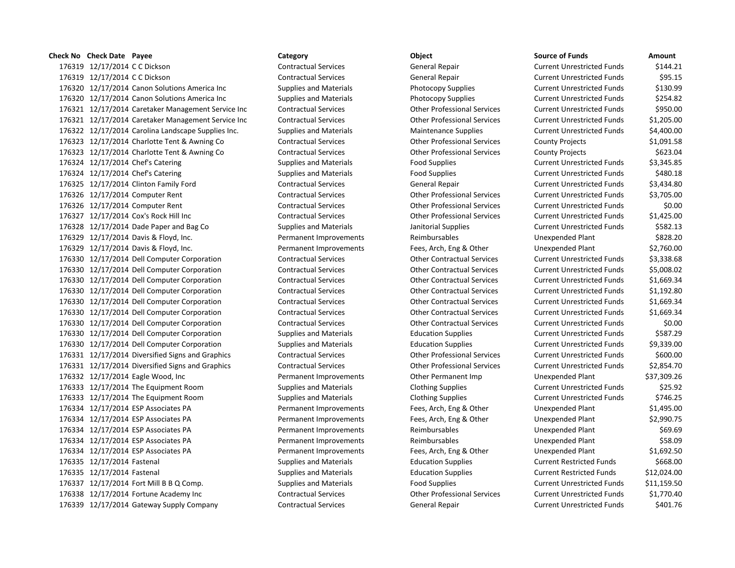| Check No | Check Date | Payee | Category | Object | Source of Funds | Amount |
|---|---|---|---|---|---|---|
| 176319 | 12/17/2014 | C C Dickson | Contractual Services | General Repair | Current Unrestricted Funds | $144.21 |
| 176319 | 12/17/2014 | C C Dickson | Contractual Services | General Repair | Current Unrestricted Funds | $95.15 |
| 176320 | 12/17/2014 | Canon Solutions America Inc | Supplies and Materials | Photocopy Supplies | Current Unrestricted Funds | $130.99 |
| 176320 | 12/17/2014 | Canon Solutions America Inc | Supplies and Materials | Photocopy Supplies | Current Unrestricted Funds | $254.82 |
| 176321 | 12/17/2014 | Caretaker Management Service Inc | Contractual Services | Other Professional Services | Current Unrestricted Funds | $950.00 |
| 176321 | 12/17/2014 | Caretaker Management Service Inc | Contractual Services | Other Professional Services | Current Unrestricted Funds | $1,205.00 |
| 176322 | 12/17/2014 | Carolina Landscape Supplies Inc. | Supplies and Materials | Maintenance Supplies | Current Unrestricted Funds | $4,400.00 |
| 176323 | 12/17/2014 | Charlotte Tent & Awning Co | Contractual Services | Other Professional Services | County Projects | $1,091.58 |
| 176323 | 12/17/2014 | Charlotte Tent & Awning Co | Contractual Services | Other Professional Services | County Projects | $623.04 |
| 176324 | 12/17/2014 | Chef's Catering | Supplies and Materials | Food Supplies | Current Unrestricted Funds | $3,345.85 |
| 176324 | 12/17/2014 | Chef's Catering | Supplies and Materials | Food Supplies | Current Unrestricted Funds | $480.18 |
| 176325 | 12/17/2014 | Clinton Family Ford | Contractual Services | General Repair | Current Unrestricted Funds | $3,434.80 |
| 176326 | 12/17/2014 | Computer Rent | Contractual Services | Other Professional Services | Current Unrestricted Funds | $3,705.00 |
| 176326 | 12/17/2014 | Computer Rent | Contractual Services | Other Professional Services | Current Unrestricted Funds | $0.00 |
| 176327 | 12/17/2014 | Cox's Rock Hill Inc | Contractual Services | Other Professional Services | Current Unrestricted Funds | $1,425.00 |
| 176328 | 12/17/2014 | Dade Paper and Bag Co | Supplies and Materials | Janitorial Supplies | Current Unrestricted Funds | $582.13 |
| 176329 | 12/17/2014 | Davis & Floyd, Inc. | Permanent Improvements | Reimbursables | Unexpended Plant | $828.20 |
| 176329 | 12/17/2014 | Davis & Floyd, Inc. | Permanent Improvements | Fees, Arch, Eng & Other | Unexpended Plant | $2,760.00 |
| 176330 | 12/17/2014 | Dell Computer Corporation | Contractual Services | Other Contractual Services | Current Unrestricted Funds | $3,338.68 |
| 176330 | 12/17/2014 | Dell Computer Corporation | Contractual Services | Other Contractual Services | Current Unrestricted Funds | $5,008.02 |
| 176330 | 12/17/2014 | Dell Computer Corporation | Contractual Services | Other Contractual Services | Current Unrestricted Funds | $1,669.34 |
| 176330 | 12/17/2014 | Dell Computer Corporation | Contractual Services | Other Contractual Services | Current Unrestricted Funds | $1,192.80 |
| 176330 | 12/17/2014 | Dell Computer Corporation | Contractual Services | Other Contractual Services | Current Unrestricted Funds | $1,669.34 |
| 176330 | 12/17/2014 | Dell Computer Corporation | Contractual Services | Other Contractual Services | Current Unrestricted Funds | $1,669.34 |
| 176330 | 12/17/2014 | Dell Computer Corporation | Contractual Services | Other Contractual Services | Current Unrestricted Funds | $0.00 |
| 176330 | 12/17/2014 | Dell Computer Corporation | Supplies and Materials | Education Supplies | Current Unrestricted Funds | $587.29 |
| 176330 | 12/17/2014 | Dell Computer Corporation | Supplies and Materials | Education Supplies | Current Unrestricted Funds | $9,339.00 |
| 176331 | 12/17/2014 | Diversified Signs and Graphics | Contractual Services | Other Professional Services | Current Unrestricted Funds | $600.00 |
| 176331 | 12/17/2014 | Diversified Signs and Graphics | Contractual Services | Other Professional Services | Current Unrestricted Funds | $2,854.70 |
| 176332 | 12/17/2014 | Eagle Wood, Inc | Permanent Improvements | Other Permanent Imp | Unexpended Plant | $37,309.26 |
| 176333 | 12/17/2014 | The Equipment Room | Supplies and Materials | Clothing Supplies | Current Unrestricted Funds | $25.92 |
| 176333 | 12/17/2014 | The Equipment Room | Supplies and Materials | Clothing Supplies | Current Unrestricted Funds | $746.25 |
| 176334 | 12/17/2014 | ESP Associates PA | Permanent Improvements | Fees, Arch, Eng & Other | Unexpended Plant | $1,495.00 |
| 176334 | 12/17/2014 | ESP Associates PA | Permanent Improvements | Fees, Arch, Eng & Other | Unexpended Plant | $2,990.75 |
| 176334 | 12/17/2014 | ESP Associates PA | Permanent Improvements | Reimbursables | Unexpended Plant | $69.69 |
| 176334 | 12/17/2014 | ESP Associates PA | Permanent Improvements | Reimbursables | Unexpended Plant | $58.09 |
| 176334 | 12/17/2014 | ESP Associates PA | Permanent Improvements | Fees, Arch, Eng & Other | Unexpended Plant | $1,692.50 |
| 176335 | 12/17/2014 | Fastenal | Supplies and Materials | Education Supplies | Current Restricted Funds | $668.00 |
| 176335 | 12/17/2014 | Fastenal | Supplies and Materials | Education Supplies | Current Restricted Funds | $12,024.00 |
| 176337 | 12/17/2014 | Fort Mill B B Q Comp. | Supplies and Materials | Food Supplies | Current Unrestricted Funds | $11,159.50 |
| 176338 | 12/17/2014 | Fortune Academy Inc | Contractual Services | Other Professional Services | Current Unrestricted Funds | $1,770.40 |
| 176339 | 12/17/2014 | Gateway Supply Company | Contractual Services | General Repair | Current Unrestricted Funds | $401.76 |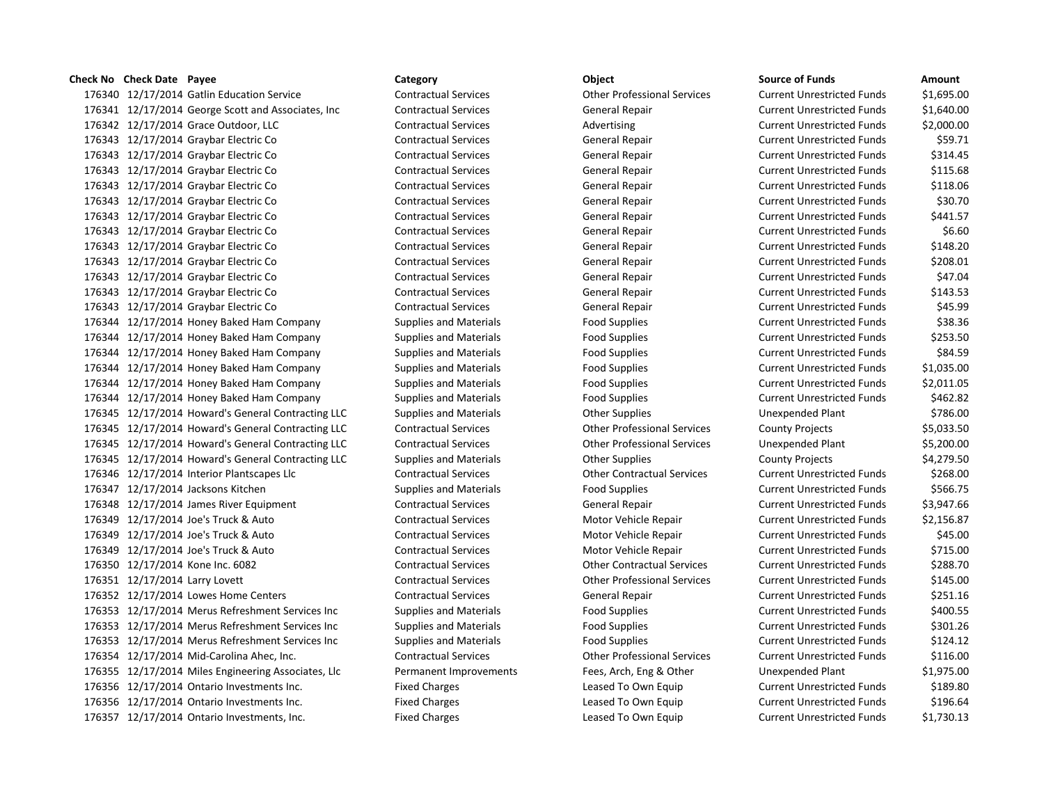| Check No | Check Date | Payee | Category | Object | Source of Funds | Amount |
|---|---|---|---|---|---|---|
| 176340 | 12/17/2014 | Gatlin Education Service | Contractual Services | Other Professional Services | Current Unrestricted Funds | $1,695.00 |
| 176341 | 12/17/2014 | George Scott and Associates, Inc | Contractual Services | General Repair | Current Unrestricted Funds | $1,640.00 |
| 176342 | 12/17/2014 | Grace Outdoor, LLC | Contractual Services | Advertising | Current Unrestricted Funds | $2,000.00 |
| 176343 | 12/17/2014 | Graybar Electric Co | Contractual Services | General Repair | Current Unrestricted Funds | $59.71 |
| 176343 | 12/17/2014 | Graybar Electric Co | Contractual Services | General Repair | Current Unrestricted Funds | $314.45 |
| 176343 | 12/17/2014 | Graybar Electric Co | Contractual Services | General Repair | Current Unrestricted Funds | $115.68 |
| 176343 | 12/17/2014 | Graybar Electric Co | Contractual Services | General Repair | Current Unrestricted Funds | $118.06 |
| 176343 | 12/17/2014 | Graybar Electric Co | Contractual Services | General Repair | Current Unrestricted Funds | $30.70 |
| 176343 | 12/17/2014 | Graybar Electric Co | Contractual Services | General Repair | Current Unrestricted Funds | $441.57 |
| 176343 | 12/17/2014 | Graybar Electric Co | Contractual Services | General Repair | Current Unrestricted Funds | $6.60 |
| 176343 | 12/17/2014 | Graybar Electric Co | Contractual Services | General Repair | Current Unrestricted Funds | $148.20 |
| 176343 | 12/17/2014 | Graybar Electric Co | Contractual Services | General Repair | Current Unrestricted Funds | $208.01 |
| 176343 | 12/17/2014 | Graybar Electric Co | Contractual Services | General Repair | Current Unrestricted Funds | $47.04 |
| 176343 | 12/17/2014 | Graybar Electric Co | Contractual Services | General Repair | Current Unrestricted Funds | $143.53 |
| 176343 | 12/17/2014 | Graybar Electric Co | Contractual Services | General Repair | Current Unrestricted Funds | $45.99 |
| 176344 | 12/17/2014 | Honey Baked Ham Company | Supplies and Materials | Food Supplies | Current Unrestricted Funds | $38.36 |
| 176344 | 12/17/2014 | Honey Baked Ham Company | Supplies and Materials | Food Supplies | Current Unrestricted Funds | $253.50 |
| 176344 | 12/17/2014 | Honey Baked Ham Company | Supplies and Materials | Food Supplies | Current Unrestricted Funds | $84.59 |
| 176344 | 12/17/2014 | Honey Baked Ham Company | Supplies and Materials | Food Supplies | Current Unrestricted Funds | $1,035.00 |
| 176344 | 12/17/2014 | Honey Baked Ham Company | Supplies and Materials | Food Supplies | Current Unrestricted Funds | $2,011.05 |
| 176344 | 12/17/2014 | Honey Baked Ham Company | Supplies and Materials | Food Supplies | Current Unrestricted Funds | $462.82 |
| 176345 | 12/17/2014 | Howard's General Contracting LLC | Supplies and Materials | Other Supplies | Unexpended Plant | $786.00 |
| 176345 | 12/17/2014 | Howard's General Contracting LLC | Contractual Services | Other Professional Services | County Projects | $5,033.50 |
| 176345 | 12/17/2014 | Howard's General Contracting LLC | Contractual Services | Other Professional Services | Unexpended Plant | $5,200.00 |
| 176345 | 12/17/2014 | Howard's General Contracting LLC | Supplies and Materials | Other Supplies | County Projects | $4,279.50 |
| 176346 | 12/17/2014 | Interior Plantscapes Llc | Contractual Services | Other Contractual Services | Current Unrestricted Funds | $268.00 |
| 176347 | 12/17/2014 | Jacksons Kitchen | Supplies and Materials | Food Supplies | Current Unrestricted Funds | $566.75 |
| 176348 | 12/17/2014 | James River Equipment | Contractual Services | General Repair | Current Unrestricted Funds | $3,947.66 |
| 176349 | 12/17/2014 | Joe's Truck & Auto | Contractual Services | Motor Vehicle Repair | Current Unrestricted Funds | $2,156.87 |
| 176349 | 12/17/2014 | Joe's Truck & Auto | Contractual Services | Motor Vehicle Repair | Current Unrestricted Funds | $45.00 |
| 176349 | 12/17/2014 | Joe's Truck & Auto | Contractual Services | Motor Vehicle Repair | Current Unrestricted Funds | $715.00 |
| 176350 | 12/17/2014 | Kone Inc. 6082 | Contractual Services | Other Contractual Services | Current Unrestricted Funds | $288.70 |
| 176351 | 12/17/2014 | Larry Lovett | Contractual Services | Other Professional Services | Current Unrestricted Funds | $145.00 |
| 176352 | 12/17/2014 | Lowes Home Centers | Contractual Services | General Repair | Current Unrestricted Funds | $251.16 |
| 176353 | 12/17/2014 | Merus Refreshment Services Inc | Supplies and Materials | Food Supplies | Current Unrestricted Funds | $400.55 |
| 176353 | 12/17/2014 | Merus Refreshment Services Inc | Supplies and Materials | Food Supplies | Current Unrestricted Funds | $301.26 |
| 176353 | 12/17/2014 | Merus Refreshment Services Inc | Supplies and Materials | Food Supplies | Current Unrestricted Funds | $124.12 |
| 176354 | 12/17/2014 | Mid-Carolina Ahec, Inc. | Contractual Services | Other Professional Services | Current Unrestricted Funds | $116.00 |
| 176355 | 12/17/2014 | Miles Engineering Associates, Llc | Permanent Improvements | Fees, Arch, Eng & Other | Unexpended Plant | $1,975.00 |
| 176356 | 12/17/2014 | Ontario Investments Inc. | Fixed Charges | Leased To Own Equip | Current Unrestricted Funds | $189.80 |
| 176356 | 12/17/2014 | Ontario Investments Inc. | Fixed Charges | Leased To Own Equip | Current Unrestricted Funds | $196.64 |
| 176357 | 12/17/2014 | Ontario Investments, Inc. | Fixed Charges | Leased To Own Equip | Current Unrestricted Funds | $1,730.13 |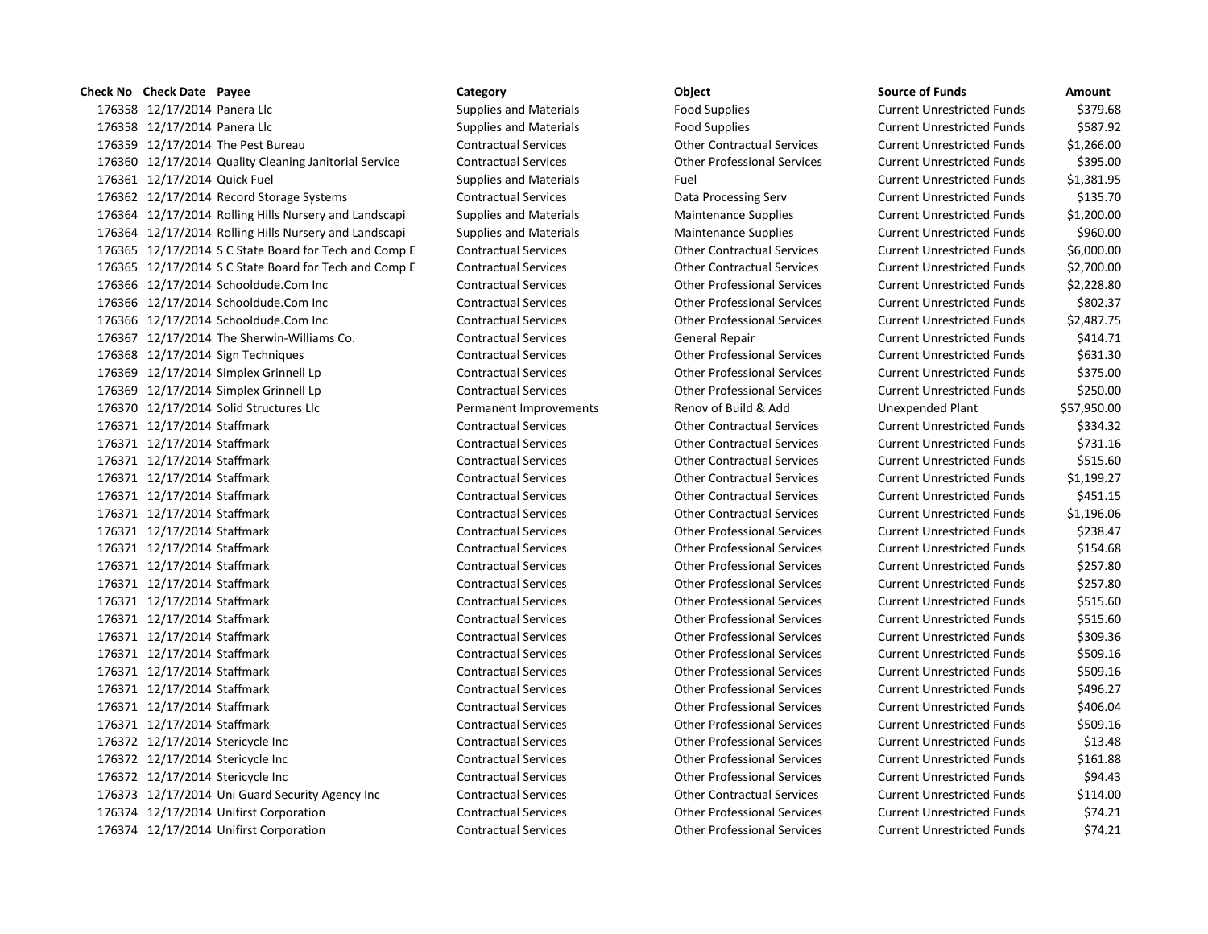| Check No | Check Date | Payee | Category | Object | Source of Funds | Amount |
|---|---|---|---|---|---|---|
| 176358 | 12/17/2014 | Panera Llc | Supplies and Materials | Food Supplies | Current Unrestricted Funds | $379.68 |
| 176358 | 12/17/2014 | Panera Llc | Supplies and Materials | Food Supplies | Current Unrestricted Funds | $587.92 |
| 176359 | 12/17/2014 | The Pest Bureau | Contractual Services | Other Contractual Services | Current Unrestricted Funds | $1,266.00 |
| 176360 | 12/17/2014 | Quality Cleaning Janitorial Service | Contractual Services | Other Professional Services | Current Unrestricted Funds | $395.00 |
| 176361 | 12/17/2014 | Quick Fuel | Supplies and Materials | Fuel | Current Unrestricted Funds | $1,381.95 |
| 176362 | 12/17/2014 | Record Storage Systems | Contractual Services | Data Processing Serv | Current Unrestricted Funds | $135.70 |
| 176364 | 12/17/2014 | Rolling Hills Nursery and Landscapi | Supplies and Materials | Maintenance Supplies | Current Unrestricted Funds | $1,200.00 |
| 176364 | 12/17/2014 | Rolling Hills Nursery and Landscapi | Supplies and Materials | Maintenance Supplies | Current Unrestricted Funds | $960.00 |
| 176365 | 12/17/2014 | S C State Board for Tech and Comp E | Contractual Services | Other Contractual Services | Current Unrestricted Funds | $6,000.00 |
| 176365 | 12/17/2014 | S C State Board for Tech and Comp E | Contractual Services | Other Contractual Services | Current Unrestricted Funds | $2,700.00 |
| 176366 | 12/17/2014 | Schooldude.Com Inc | Contractual Services | Other Professional Services | Current Unrestricted Funds | $2,228.80 |
| 176366 | 12/17/2014 | Schooldude.Com Inc | Contractual Services | Other Professional Services | Current Unrestricted Funds | $802.37 |
| 176366 | 12/17/2014 | Schooldude.Com Inc | Contractual Services | Other Professional Services | Current Unrestricted Funds | $2,487.75 |
| 176367 | 12/17/2014 | The Sherwin-Williams Co. | Contractual Services | General Repair | Current Unrestricted Funds | $414.71 |
| 176368 | 12/17/2014 | Sign Techniques | Contractual Services | Other Professional Services | Current Unrestricted Funds | $631.30 |
| 176369 | 12/17/2014 | Simplex Grinnell Lp | Contractual Services | Other Professional Services | Current Unrestricted Funds | $375.00 |
| 176369 | 12/17/2014 | Simplex Grinnell Lp | Contractual Services | Other Professional Services | Current Unrestricted Funds | $250.00 |
| 176370 | 12/17/2014 | Solid Structures Llc | Permanent Improvements | Renov of Build & Add | Unexpended Plant | $57,950.00 |
| 176371 | 12/17/2014 | Staffmark | Contractual Services | Other Contractual Services | Current Unrestricted Funds | $334.32 |
| 176371 | 12/17/2014 | Staffmark | Contractual Services | Other Contractual Services | Current Unrestricted Funds | $731.16 |
| 176371 | 12/17/2014 | Staffmark | Contractual Services | Other Contractual Services | Current Unrestricted Funds | $515.60 |
| 176371 | 12/17/2014 | Staffmark | Contractual Services | Other Contractual Services | Current Unrestricted Funds | $1,199.27 |
| 176371 | 12/17/2014 | Staffmark | Contractual Services | Other Contractual Services | Current Unrestricted Funds | $451.15 |
| 176371 | 12/17/2014 | Staffmark | Contractual Services | Other Contractual Services | Current Unrestricted Funds | $1,196.06 |
| 176371 | 12/17/2014 | Staffmark | Contractual Services | Other Professional Services | Current Unrestricted Funds | $238.47 |
| 176371 | 12/17/2014 | Staffmark | Contractual Services | Other Professional Services | Current Unrestricted Funds | $154.68 |
| 176371 | 12/17/2014 | Staffmark | Contractual Services | Other Professional Services | Current Unrestricted Funds | $257.80 |
| 176371 | 12/17/2014 | Staffmark | Contractual Services | Other Professional Services | Current Unrestricted Funds | $257.80 |
| 176371 | 12/17/2014 | Staffmark | Contractual Services | Other Professional Services | Current Unrestricted Funds | $515.60 |
| 176371 | 12/17/2014 | Staffmark | Contractual Services | Other Professional Services | Current Unrestricted Funds | $515.60 |
| 176371 | 12/17/2014 | Staffmark | Contractual Services | Other Professional Services | Current Unrestricted Funds | $309.36 |
| 176371 | 12/17/2014 | Staffmark | Contractual Services | Other Professional Services | Current Unrestricted Funds | $509.16 |
| 176371 | 12/17/2014 | Staffmark | Contractual Services | Other Professional Services | Current Unrestricted Funds | $509.16 |
| 176371 | 12/17/2014 | Staffmark | Contractual Services | Other Professional Services | Current Unrestricted Funds | $496.27 |
| 176371 | 12/17/2014 | Staffmark | Contractual Services | Other Professional Services | Current Unrestricted Funds | $406.04 |
| 176371 | 12/17/2014 | Staffmark | Contractual Services | Other Professional Services | Current Unrestricted Funds | $509.16 |
| 176372 | 12/17/2014 | Stericycle Inc | Contractual Services | Other Professional Services | Current Unrestricted Funds | $13.48 |
| 176372 | 12/17/2014 | Stericycle Inc | Contractual Services | Other Professional Services | Current Unrestricted Funds | $161.88 |
| 176372 | 12/17/2014 | Stericycle Inc | Contractual Services | Other Professional Services | Current Unrestricted Funds | $94.43 |
| 176373 | 12/17/2014 | Uni Guard Security Agency Inc | Contractual Services | Other Contractual Services | Current Unrestricted Funds | $114.00 |
| 176374 | 12/17/2014 | Unifirst Corporation | Contractual Services | Other Professional Services | Current Unrestricted Funds | $74.21 |
| 176374 | 12/17/2014 | Unifirst Corporation | Contractual Services | Other Professional Services | Current Unrestricted Funds | $74.21 |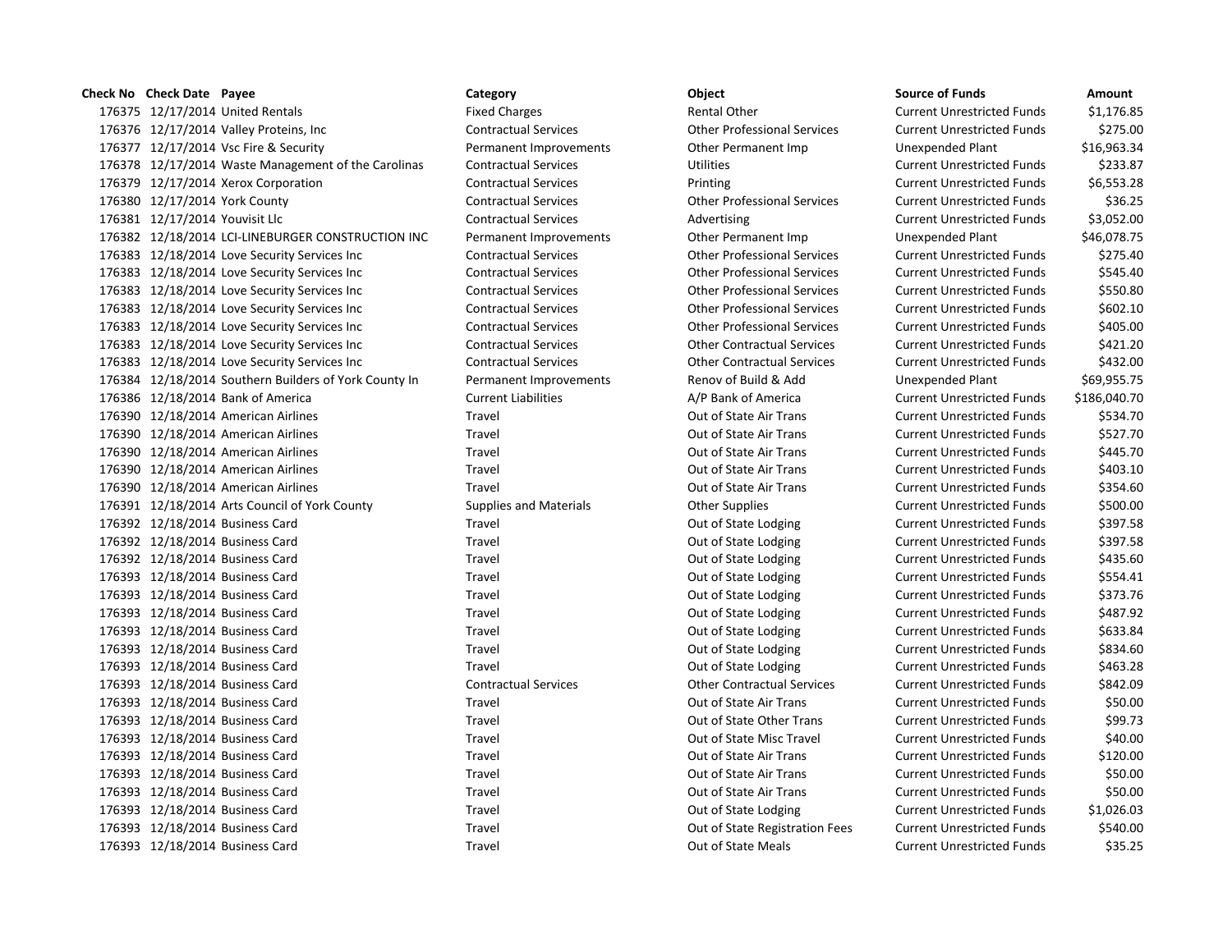| Check No | Check Date | Payee | Category | Object | Source of Funds | Amount |
|---|---|---|---|---|---|---|
| 176375 | 12/17/2014 | United Rentals | Fixed Charges | Rental Other | Current Unrestricted Funds | $1,176.85 |
| 176376 | 12/17/2014 | Valley Proteins, Inc | Contractual Services | Other Professional Services | Current Unrestricted Funds | $275.00 |
| 176377 | 12/17/2014 | Vsc Fire & Security | Permanent Improvements | Other Permanent Imp | Unexpended Plant | $16,963.34 |
| 176378 | 12/17/2014 | Waste Management of the Carolinas | Contractual Services | Utilities | Current Unrestricted Funds | $233.87 |
| 176379 | 12/17/2014 | Xerox Corporation | Contractual Services | Printing | Current Unrestricted Funds | $6,553.28 |
| 176380 | 12/17/2014 | York County | Contractual Services | Other Professional Services | Current Unrestricted Funds | $36.25 |
| 176381 | 12/17/2014 | Youvisit Llc | Contractual Services | Advertising | Current Unrestricted Funds | $3,052.00 |
| 176382 | 12/18/2014 | LCI-LINEBURGER CONSTRUCTION INC | Permanent Improvements | Other Permanent Imp | Unexpended Plant | $46,078.75 |
| 176383 | 12/18/2014 | Love Security Services Inc | Contractual Services | Other Professional Services | Current Unrestricted Funds | $275.40 |
| 176383 | 12/18/2014 | Love Security Services Inc | Contractual Services | Other Professional Services | Current Unrestricted Funds | $545.40 |
| 176383 | 12/18/2014 | Love Security Services Inc | Contractual Services | Other Professional Services | Current Unrestricted Funds | $550.80 |
| 176383 | 12/18/2014 | Love Security Services Inc | Contractual Services | Other Professional Services | Current Unrestricted Funds | $602.10 |
| 176383 | 12/18/2014 | Love Security Services Inc | Contractual Services | Other Professional Services | Current Unrestricted Funds | $405.00 |
| 176383 | 12/18/2014 | Love Security Services Inc | Contractual Services | Other Contractual Services | Current Unrestricted Funds | $421.20 |
| 176383 | 12/18/2014 | Love Security Services Inc | Contractual Services | Other Contractual Services | Current Unrestricted Funds | $432.00 |
| 176384 | 12/18/2014 | Southern Builders of York County In | Permanent Improvements | Renov of Build & Add | Unexpended Plant | $69,955.75 |
| 176386 | 12/18/2014 | Bank of America | Current Liabilities | A/P Bank of America | Current Unrestricted Funds | $186,040.70 |
| 176390 | 12/18/2014 | American Airlines | Travel | Out of State Air Trans | Current Unrestricted Funds | $534.70 |
| 176390 | 12/18/2014 | American Airlines | Travel | Out of State Air Trans | Current Unrestricted Funds | $527.70 |
| 176390 | 12/18/2014 | American Airlines | Travel | Out of State Air Trans | Current Unrestricted Funds | $445.70 |
| 176390 | 12/18/2014 | American Airlines | Travel | Out of State Air Trans | Current Unrestricted Funds | $403.10 |
| 176390 | 12/18/2014 | American Airlines | Travel | Out of State Air Trans | Current Unrestricted Funds | $354.60 |
| 176391 | 12/18/2014 | Arts Council of York County | Supplies and Materials | Other Supplies | Current Unrestricted Funds | $500.00 |
| 176392 | 12/18/2014 | Business Card | Travel | Out of State Lodging | Current Unrestricted Funds | $397.58 |
| 176392 | 12/18/2014 | Business Card | Travel | Out of State Lodging | Current Unrestricted Funds | $397.58 |
| 176392 | 12/18/2014 | Business Card | Travel | Out of State Lodging | Current Unrestricted Funds | $435.60 |
| 176393 | 12/18/2014 | Business Card | Travel | Out of State Lodging | Current Unrestricted Funds | $554.41 |
| 176393 | 12/18/2014 | Business Card | Travel | Out of State Lodging | Current Unrestricted Funds | $373.76 |
| 176393 | 12/18/2014 | Business Card | Travel | Out of State Lodging | Current Unrestricted Funds | $487.92 |
| 176393 | 12/18/2014 | Business Card | Travel | Out of State Lodging | Current Unrestricted Funds | $633.84 |
| 176393 | 12/18/2014 | Business Card | Travel | Out of State Lodging | Current Unrestricted Funds | $834.60 |
| 176393 | 12/18/2014 | Business Card | Travel | Out of State Lodging | Current Unrestricted Funds | $463.28 |
| 176393 | 12/18/2014 | Business Card | Contractual Services | Other Contractual Services | Current Unrestricted Funds | $842.09 |
| 176393 | 12/18/2014 | Business Card | Travel | Out of State Air Trans | Current Unrestricted Funds | $50.00 |
| 176393 | 12/18/2014 | Business Card | Travel | Out of State Other Trans | Current Unrestricted Funds | $99.73 |
| 176393 | 12/18/2014 | Business Card | Travel | Out of State Misc Travel | Current Unrestricted Funds | $40.00 |
| 176393 | 12/18/2014 | Business Card | Travel | Out of State Air Trans | Current Unrestricted Funds | $120.00 |
| 176393 | 12/18/2014 | Business Card | Travel | Out of State Air Trans | Current Unrestricted Funds | $50.00 |
| 176393 | 12/18/2014 | Business Card | Travel | Out of State Air Trans | Current Unrestricted Funds | $50.00 |
| 176393 | 12/18/2014 | Business Card | Travel | Out of State Lodging | Current Unrestricted Funds | $1,026.03 |
| 176393 | 12/18/2014 | Business Card | Travel | Out of State Registration Fees | Current Unrestricted Funds | $540.00 |
| 176393 | 12/18/2014 | Business Card | Travel | Out of State Meals | Current Unrestricted Funds | $35.25 |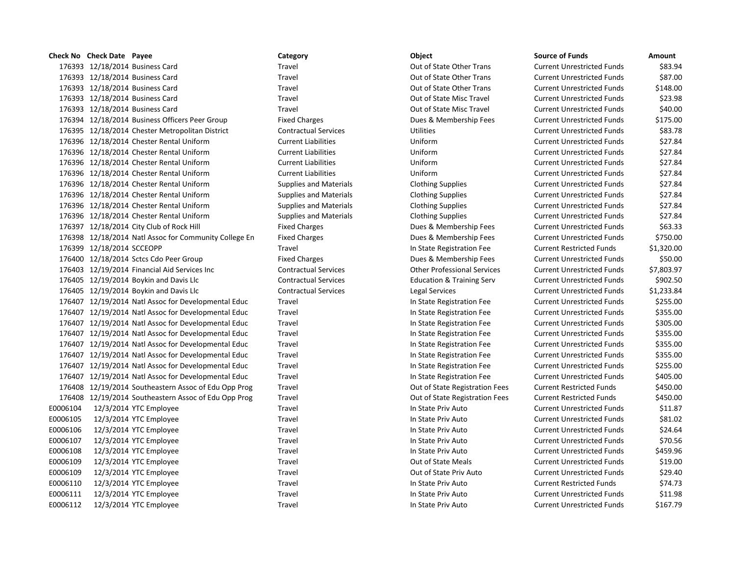| Check No | Check Date | Payee | Category | Object | Source of Funds | Amount |
|---|---|---|---|---|---|---|
| 176393 | 12/18/2014 | Business Card | Travel | Out of State Other Trans | Current Unrestricted Funds | $83.94 |
| 176393 | 12/18/2014 | Business Card | Travel | Out of State Other Trans | Current Unrestricted Funds | $87.00 |
| 176393 | 12/18/2014 | Business Card | Travel | Out of State Other Trans | Current Unrestricted Funds | $148.00 |
| 176393 | 12/18/2014 | Business Card | Travel | Out of State Misc Travel | Current Unrestricted Funds | $23.98 |
| 176393 | 12/18/2014 | Business Card | Travel | Out of State Misc Travel | Current Unrestricted Funds | $40.00 |
| 176394 | 12/18/2014 | Business Officers Peer Group | Fixed Charges | Dues & Membership Fees | Current Unrestricted Funds | $175.00 |
| 176395 | 12/18/2014 | Chester Metropolitan District | Contractual Services | Utilities | Current Unrestricted Funds | $83.78 |
| 176396 | 12/18/2014 | Chester Rental Uniform | Current Liabilities | Uniform | Current Unrestricted Funds | $27.84 |
| 176396 | 12/18/2014 | Chester Rental Uniform | Current Liabilities | Uniform | Current Unrestricted Funds | $27.84 |
| 176396 | 12/18/2014 | Chester Rental Uniform | Current Liabilities | Uniform | Current Unrestricted Funds | $27.84 |
| 176396 | 12/18/2014 | Chester Rental Uniform | Current Liabilities | Uniform | Current Unrestricted Funds | $27.84 |
| 176396 | 12/18/2014 | Chester Rental Uniform | Supplies and Materials | Clothing Supplies | Current Unrestricted Funds | $27.84 |
| 176396 | 12/18/2014 | Chester Rental Uniform | Supplies and Materials | Clothing Supplies | Current Unrestricted Funds | $27.84 |
| 176396 | 12/18/2014 | Chester Rental Uniform | Supplies and Materials | Clothing Supplies | Current Unrestricted Funds | $27.84 |
| 176396 | 12/18/2014 | Chester Rental Uniform | Supplies and Materials | Clothing Supplies | Current Unrestricted Funds | $27.84 |
| 176397 | 12/18/2014 | City Club of Rock Hill | Fixed Charges | Dues & Membership Fees | Current Unrestricted Funds | $63.33 |
| 176398 | 12/18/2014 | Natl Assoc for Community College En | Fixed Charges | Dues & Membership Fees | Current Unrestricted Funds | $750.00 |
| 176399 | 12/18/2014 | SCCEOPP | Travel | In State Registration Fee | Current Restricted Funds | $1,320.00 |
| 176400 | 12/18/2014 | Sctcs Cdo Peer Group | Fixed Charges | Dues & Membership Fees | Current Unrestricted Funds | $50.00 |
| 176403 | 12/19/2014 | Financial Aid Services Inc | Contractual Services | Other Professional Services | Current Unrestricted Funds | $7,803.97 |
| 176405 | 12/19/2014 | Boykin and Davis Llc | Contractual Services | Education & Training Serv | Current Unrestricted Funds | $902.50 |
| 176405 | 12/19/2014 | Boykin and Davis Llc | Contractual Services | Legal Services | Current Unrestricted Funds | $1,233.84 |
| 176407 | 12/19/2014 | Natl Assoc for Developmental Educ | Travel | In State Registration Fee | Current Unrestricted Funds | $255.00 |
| 176407 | 12/19/2014 | Natl Assoc for Developmental Educ | Travel | In State Registration Fee | Current Unrestricted Funds | $355.00 |
| 176407 | 12/19/2014 | Natl Assoc for Developmental Educ | Travel | In State Registration Fee | Current Unrestricted Funds | $305.00 |
| 176407 | 12/19/2014 | Natl Assoc for Developmental Educ | Travel | In State Registration Fee | Current Unrestricted Funds | $355.00 |
| 176407 | 12/19/2014 | Natl Assoc for Developmental Educ | Travel | In State Registration Fee | Current Unrestricted Funds | $355.00 |
| 176407 | 12/19/2014 | Natl Assoc for Developmental Educ | Travel | In State Registration Fee | Current Unrestricted Funds | $355.00 |
| 176407 | 12/19/2014 | Natl Assoc for Developmental Educ | Travel | In State Registration Fee | Current Unrestricted Funds | $255.00 |
| 176407 | 12/19/2014 | Natl Assoc for Developmental Educ | Travel | In State Registration Fee | Current Unrestricted Funds | $405.00 |
| 176408 | 12/19/2014 | Southeastern Assoc of Edu Opp Prog | Travel | Out of State Registration Fees | Current Restricted Funds | $450.00 |
| 176408 | 12/19/2014 | Southeastern Assoc of Edu Opp Prog | Travel | Out of State Registration Fees | Current Restricted Funds | $450.00 |
| E0006104 | 12/3/2014 | YTC Employee | Travel | In State Priv Auto | Current Unrestricted Funds | $11.87 |
| E0006105 | 12/3/2014 | YTC Employee | Travel | In State Priv Auto | Current Unrestricted Funds | $81.02 |
| E0006106 | 12/3/2014 | YTC Employee | Travel | In State Priv Auto | Current Unrestricted Funds | $24.64 |
| E0006107 | 12/3/2014 | YTC Employee | Travel | In State Priv Auto | Current Unrestricted Funds | $70.56 |
| E0006108 | 12/3/2014 | YTC Employee | Travel | In State Priv Auto | Current Unrestricted Funds | $459.96 |
| E0006109 | 12/3/2014 | YTC Employee | Travel | Out of State Meals | Current Unrestricted Funds | $19.00 |
| E0006109 | 12/3/2014 | YTC Employee | Travel | Out of State Priv Auto | Current Unrestricted Funds | $29.40 |
| E0006110 | 12/3/2014 | YTC Employee | Travel | In State Priv Auto | Current Restricted Funds | $74.73 |
| E0006111 | 12/3/2014 | YTC Employee | Travel | In State Priv Auto | Current Unrestricted Funds | $11.98 |
| E0006112 | 12/3/2014 | YTC Employee | Travel | In State Priv Auto | Current Unrestricted Funds | $167.79 |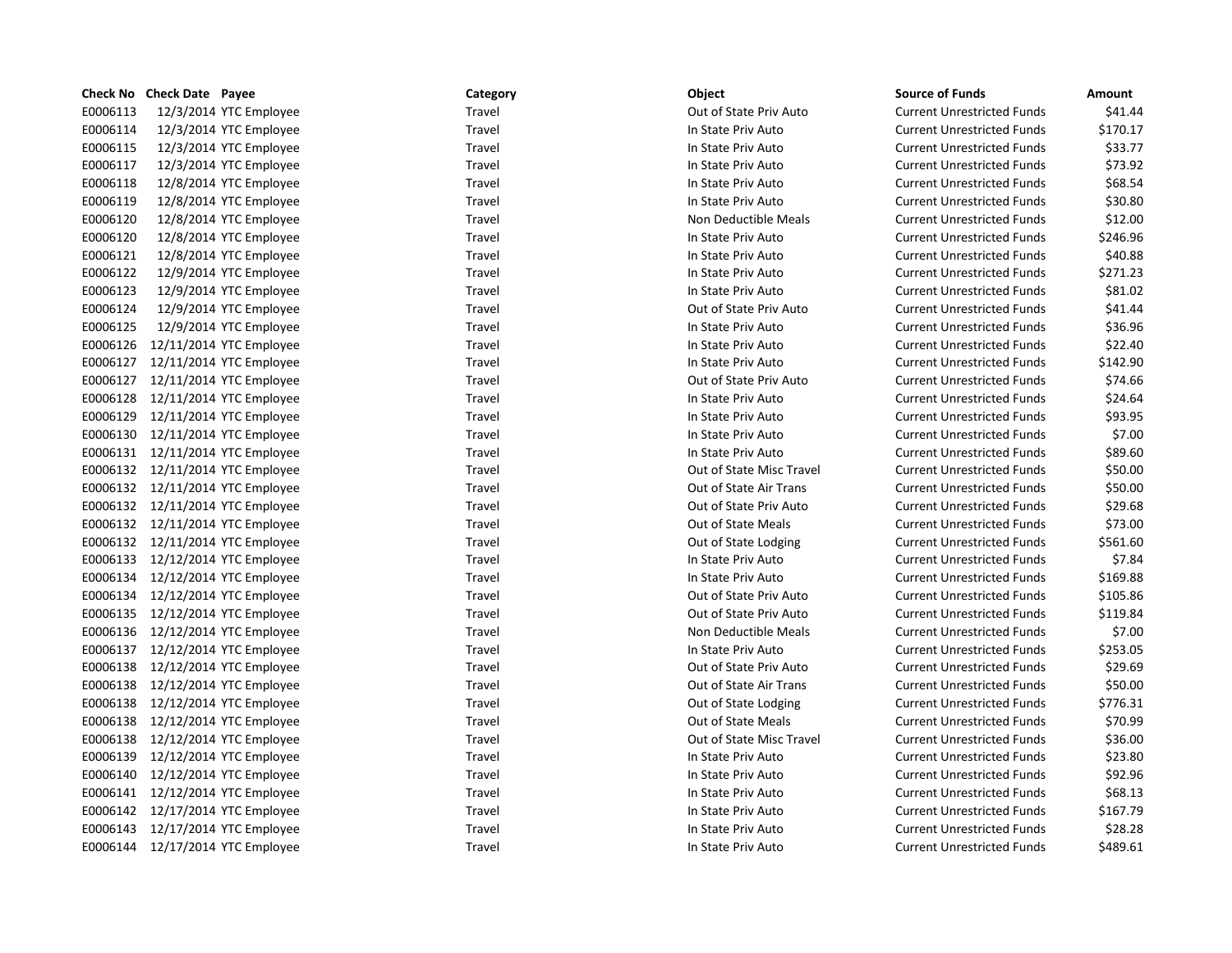| Check No | Check Date | Payee | Category | Object | Source of Funds | Amount |
|---|---|---|---|---|---|---|
| E0006113 | 12/3/2014 | YTC Employee | Travel | Out of State Priv Auto | Current Unrestricted Funds | $41.44 |
| E0006114 | 12/3/2014 | YTC Employee | Travel | In State Priv Auto | Current Unrestricted Funds | $170.17 |
| E0006115 | 12/3/2014 | YTC Employee | Travel | In State Priv Auto | Current Unrestricted Funds | $33.77 |
| E0006117 | 12/3/2014 | YTC Employee | Travel | In State Priv Auto | Current Unrestricted Funds | $73.92 |
| E0006118 | 12/8/2014 | YTC Employee | Travel | In State Priv Auto | Current Unrestricted Funds | $68.54 |
| E0006119 | 12/8/2014 | YTC Employee | Travel | In State Priv Auto | Current Unrestricted Funds | $30.80 |
| E0006120 | 12/8/2014 | YTC Employee | Travel | Non Deductible Meals | Current Unrestricted Funds | $12.00 |
| E0006120 | 12/8/2014 | YTC Employee | Travel | In State Priv Auto | Current Unrestricted Funds | $246.96 |
| E0006121 | 12/8/2014 | YTC Employee | Travel | In State Priv Auto | Current Unrestricted Funds | $40.88 |
| E0006122 | 12/9/2014 | YTC Employee | Travel | In State Priv Auto | Current Unrestricted Funds | $271.23 |
| E0006123 | 12/9/2014 | YTC Employee | Travel | In State Priv Auto | Current Unrestricted Funds | $81.02 |
| E0006124 | 12/9/2014 | YTC Employee | Travel | Out of State Priv Auto | Current Unrestricted Funds | $41.44 |
| E0006125 | 12/9/2014 | YTC Employee | Travel | In State Priv Auto | Current Unrestricted Funds | $36.96 |
| E0006126 | 12/11/2014 | YTC Employee | Travel | In State Priv Auto | Current Unrestricted Funds | $22.40 |
| E0006127 | 12/11/2014 | YTC Employee | Travel | In State Priv Auto | Current Unrestricted Funds | $142.90 |
| E0006127 | 12/11/2014 | YTC Employee | Travel | Out of State Priv Auto | Current Unrestricted Funds | $74.66 |
| E0006128 | 12/11/2014 | YTC Employee | Travel | In State Priv Auto | Current Unrestricted Funds | $24.64 |
| E0006129 | 12/11/2014 | YTC Employee | Travel | In State Priv Auto | Current Unrestricted Funds | $93.95 |
| E0006130 | 12/11/2014 | YTC Employee | Travel | In State Priv Auto | Current Unrestricted Funds | $7.00 |
| E0006131 | 12/11/2014 | YTC Employee | Travel | In State Priv Auto | Current Unrestricted Funds | $89.60 |
| E0006132 | 12/11/2014 | YTC Employee | Travel | Out of State Misc Travel | Current Unrestricted Funds | $50.00 |
| E0006132 | 12/11/2014 | YTC Employee | Travel | Out of State Air Trans | Current Unrestricted Funds | $50.00 |
| E0006132 | 12/11/2014 | YTC Employee | Travel | Out of State Priv Auto | Current Unrestricted Funds | $29.68 |
| E0006132 | 12/11/2014 | YTC Employee | Travel | Out of State Meals | Current Unrestricted Funds | $73.00 |
| E0006132 | 12/11/2014 | YTC Employee | Travel | Out of State Lodging | Current Unrestricted Funds | $561.60 |
| E0006133 | 12/12/2014 | YTC Employee | Travel | In State Priv Auto | Current Unrestricted Funds | $7.84 |
| E0006134 | 12/12/2014 | YTC Employee | Travel | In State Priv Auto | Current Unrestricted Funds | $169.88 |
| E0006134 | 12/12/2014 | YTC Employee | Travel | Out of State Priv Auto | Current Unrestricted Funds | $105.86 |
| E0006135 | 12/12/2014 | YTC Employee | Travel | Out of State Priv Auto | Current Unrestricted Funds | $119.84 |
| E0006136 | 12/12/2014 | YTC Employee | Travel | Non Deductible Meals | Current Unrestricted Funds | $7.00 |
| E0006137 | 12/12/2014 | YTC Employee | Travel | In State Priv Auto | Current Unrestricted Funds | $253.05 |
| E0006138 | 12/12/2014 | YTC Employee | Travel | Out of State Priv Auto | Current Unrestricted Funds | $29.69 |
| E0006138 | 12/12/2014 | YTC Employee | Travel | Out of State Air Trans | Current Unrestricted Funds | $50.00 |
| E0006138 | 12/12/2014 | YTC Employee | Travel | Out of State Lodging | Current Unrestricted Funds | $776.31 |
| E0006138 | 12/12/2014 | YTC Employee | Travel | Out of State Meals | Current Unrestricted Funds | $70.99 |
| E0006138 | 12/12/2014 | YTC Employee | Travel | Out of State Misc Travel | Current Unrestricted Funds | $36.00 |
| E0006139 | 12/12/2014 | YTC Employee | Travel | In State Priv Auto | Current Unrestricted Funds | $23.80 |
| E0006140 | 12/12/2014 | YTC Employee | Travel | In State Priv Auto | Current Unrestricted Funds | $92.96 |
| E0006141 | 12/12/2014 | YTC Employee | Travel | In State Priv Auto | Current Unrestricted Funds | $68.13 |
| E0006142 | 12/17/2014 | YTC Employee | Travel | In State Priv Auto | Current Unrestricted Funds | $167.79 |
| E0006143 | 12/17/2014 | YTC Employee | Travel | In State Priv Auto | Current Unrestricted Funds | $28.28 |
| E0006144 | 12/17/2014 | YTC Employee | Travel | In State Priv Auto | Current Unrestricted Funds | $489.61 |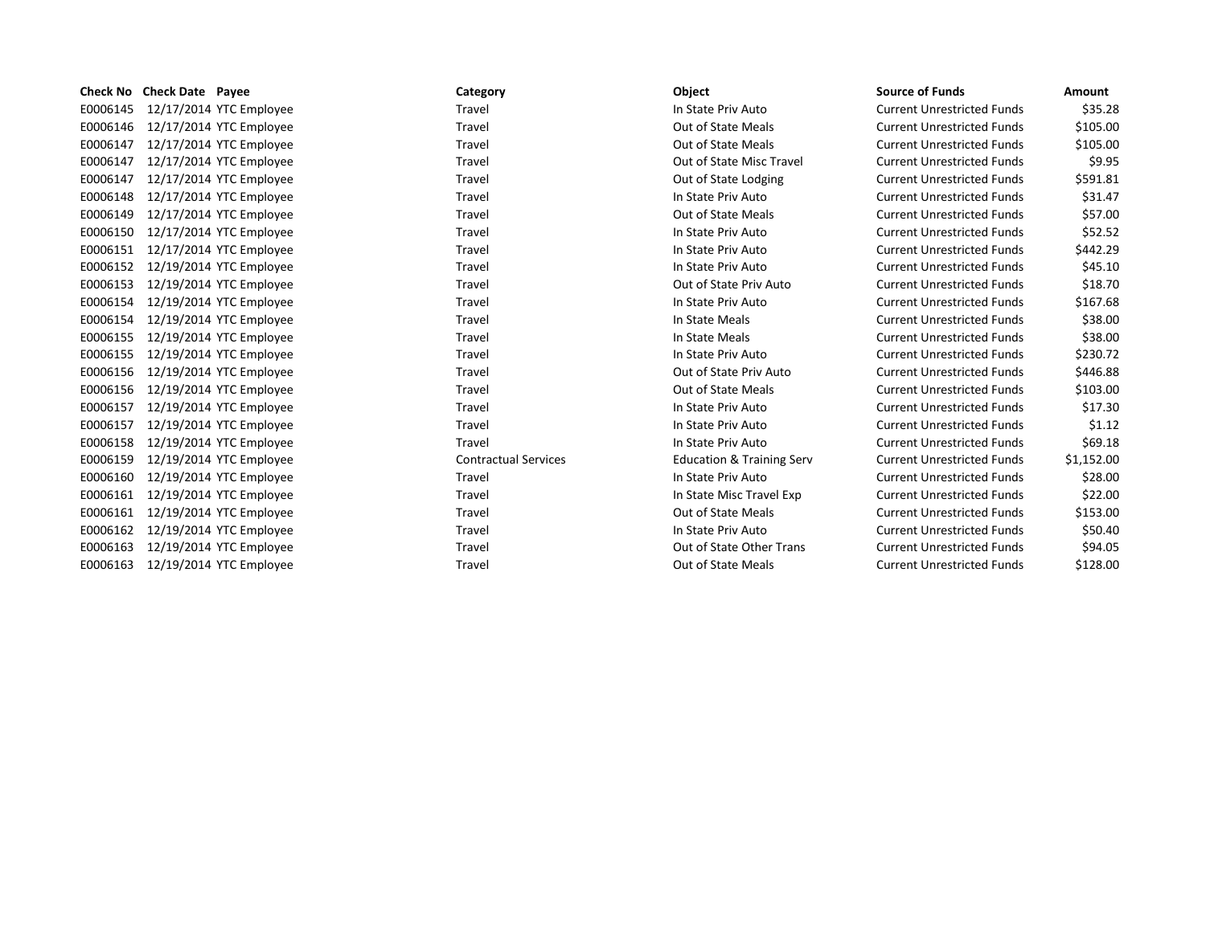| Check No | Check Date | Payee | Category | Object | Source of Funds | Amount |
|---|---|---|---|---|---|---|
| E0006145 | 12/17/2014 | YTC Employee | Travel | In State Priv Auto | Current Unrestricted Funds | $35.28 |
| E0006146 | 12/17/2014 | YTC Employee | Travel | Out of State Meals | Current Unrestricted Funds | $105.00 |
| E0006147 | 12/17/2014 | YTC Employee | Travel | Out of State Meals | Current Unrestricted Funds | $105.00 |
| E0006147 | 12/17/2014 | YTC Employee | Travel | Out of State Misc Travel | Current Unrestricted Funds | $9.95 |
| E0006147 | 12/17/2014 | YTC Employee | Travel | Out of State Lodging | Current Unrestricted Funds | $591.81 |
| E0006148 | 12/17/2014 | YTC Employee | Travel | In State Priv Auto | Current Unrestricted Funds | $31.47 |
| E0006149 | 12/17/2014 | YTC Employee | Travel | Out of State Meals | Current Unrestricted Funds | $57.00 |
| E0006150 | 12/17/2014 | YTC Employee | Travel | In State Priv Auto | Current Unrestricted Funds | $52.52 |
| E0006151 | 12/17/2014 | YTC Employee | Travel | In State Priv Auto | Current Unrestricted Funds | $442.29 |
| E0006152 | 12/19/2014 | YTC Employee | Travel | In State Priv Auto | Current Unrestricted Funds | $45.10 |
| E0006153 | 12/19/2014 | YTC Employee | Travel | Out of State Priv Auto | Current Unrestricted Funds | $18.70 |
| E0006154 | 12/19/2014 | YTC Employee | Travel | In State Priv Auto | Current Unrestricted Funds | $167.68 |
| E0006154 | 12/19/2014 | YTC Employee | Travel | In State Meals | Current Unrestricted Funds | $38.00 |
| E0006155 | 12/19/2014 | YTC Employee | Travel | In State Meals | Current Unrestricted Funds | $38.00 |
| E0006155 | 12/19/2014 | YTC Employee | Travel | In State Priv Auto | Current Unrestricted Funds | $230.72 |
| E0006156 | 12/19/2014 | YTC Employee | Travel | Out of State Priv Auto | Current Unrestricted Funds | $446.88 |
| E0006156 | 12/19/2014 | YTC Employee | Travel | Out of State Meals | Current Unrestricted Funds | $103.00 |
| E0006157 | 12/19/2014 | YTC Employee | Travel | In State Priv Auto | Current Unrestricted Funds | $17.30 |
| E0006157 | 12/19/2014 | YTC Employee | Travel | In State Priv Auto | Current Unrestricted Funds | $1.12 |
| E0006158 | 12/19/2014 | YTC Employee | Travel | In State Priv Auto | Current Unrestricted Funds | $69.18 |
| E0006159 | 12/19/2014 | YTC Employee | Contractual Services | Education & Training Serv | Current Unrestricted Funds | $1,152.00 |
| E0006160 | 12/19/2014 | YTC Employee | Travel | In State Priv Auto | Current Unrestricted Funds | $28.00 |
| E0006161 | 12/19/2014 | YTC Employee | Travel | In State Misc Travel Exp | Current Unrestricted Funds | $22.00 |
| E0006161 | 12/19/2014 | YTC Employee | Travel | Out of State Meals | Current Unrestricted Funds | $153.00 |
| E0006162 | 12/19/2014 | YTC Employee | Travel | In State Priv Auto | Current Unrestricted Funds | $50.40 |
| E0006163 | 12/19/2014 | YTC Employee | Travel | Out of State Other Trans | Current Unrestricted Funds | $94.05 |
| E0006163 | 12/19/2014 | YTC Employee | Travel | Out of State Meals | Current Unrestricted Funds | $128.00 |